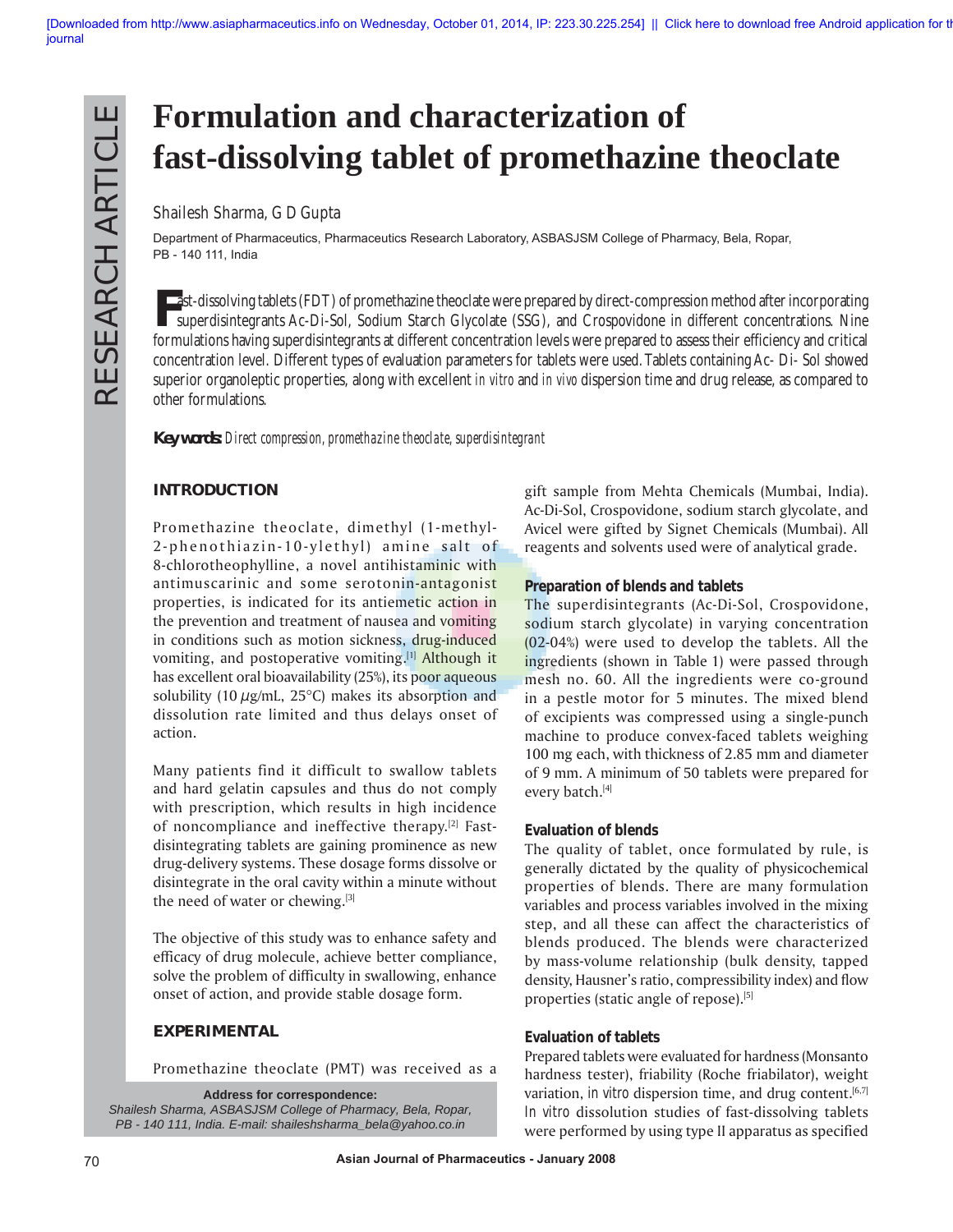# Formulation and characterization of fast-dissolving tablet of promethazine theoclate

Shailesh Sharma, G D Gupta

Department of Pharmaceutics, Pharmaceutics Research Laboratory, ASBASJSM College of Pharmacy, Bela, Ropar, PB - 140 111, India

Fast-dissolving tablets (FDT) of promethazine theoclate were prepared by direct-compression method after incorporating superdisintegrants Ac-Di-Sol, Sodium Starch Glycolate (SSG), and Crospovidone in different concentrations. Nine formulations having superdisintegrants at different concentration levels were prepared to assess their efficiency and critical concentration level. Different types of evaluation parameters for tablets were used. Tablets containing Ac- Di- Sol showed superior organoleptic properties, along with excellent *in vitro* and *in vivo* dispersion time and drug release, as compared to other formulations.

**Key words:** *Direct compression, promethazine theoclate, superdisintegrant*

## INTRODUCTION

Promethazine theoclate, dimethyl (1-methyl-2-phenothiazin-10-ylethyl) amine salt of 8-chlorotheophylline, a novel antihistaminic with antimuscarinic and some serotonin-antagonist properties, is indicated for its antiemetic action in the prevention and treatment of nausea and vomiting in conditions such as motion sickness, drug-induced vomiting, and postoperative vomiting.[1] Although it has excellent oral bioavailability (25%), its poor aqueous solubility (10 $\mu$g/mL, 25°C) makes its absorption and dissolution rate limited and thus delays onset of action.

Many patients find it difficult to swallow tablets and hard gelatin capsules and thus do not comply with prescription, which results in high incidence of noncompliance and ineffective therapy.[2] Fast-disintegrating tablets are gaining prominence as new drug-delivery systems. These dosage forms dissolve or disintegrate in the oral cavity within a minute without the need of water or chewing.[3]

The objective of this study was to enhance safety and efficacy of drug molecule, achieve better compliance, solve the problem of difficulty in swallowing, enhance onset of action, and provide stable dosage form.

## EXPERIMENTAL

Promethazine theoclate (PMT) was received as a gift sample from Mehta Chemicals (Mumbai, India). Ac-Di-Sol, Crospovidone, sodium starch glycolate, and Avicel were gifted by Signet Chemicals (Mumbai). All reagents and solvents used were of analytical grade.

### Preparation of blends and tablets

The superdisintegrants (Ac-Di-Sol, Crospovidone, sodium starch glycolate) in varying concentration (02-04%) were used to develop the tablets. All the ingredients (shown in Table 1) were passed through mesh no. 60. All the ingredients were co-ground in a pestle motor for 5 minutes. The mixed blend of excipients was compressed using a single-punch machine to produce convex-faced tablets weighing 100 mg each, with thickness of 2.85 mm and diameter of 9 mm. A minimum of 50 tablets were prepared for every batch.[4]

### Evaluation of blends

The quality of tablet, once formulated by rule, is generally dictated by the quality of physicochemical properties of blends. There are many formulation variables and process variables involved in the mixing step, and all these can affect the characteristics of blends produced. The blends were characterized by mass-volume relationship (bulk density, tapped density, Hausner's ratio, compressibility index) and flow properties (static angle of repose).[5]

### Evaluation of tablets

Prepared tablets were evaluated for hardness (Monsanto hardness tester), friability (Roche friabilator), weight variation, in vitro dispersion time, and drug content.[6,7] In vitro dissolution studies of fast-dissolving tablets were performed by using type II apparatus as specified

**Address for correspondence:**
*Shailesh Sharma, ASBASJSM College of Pharmacy, Bela, Ropar, PB - 140 111, India. E-mail: shaileshsharma_bela@yahoo.co.in*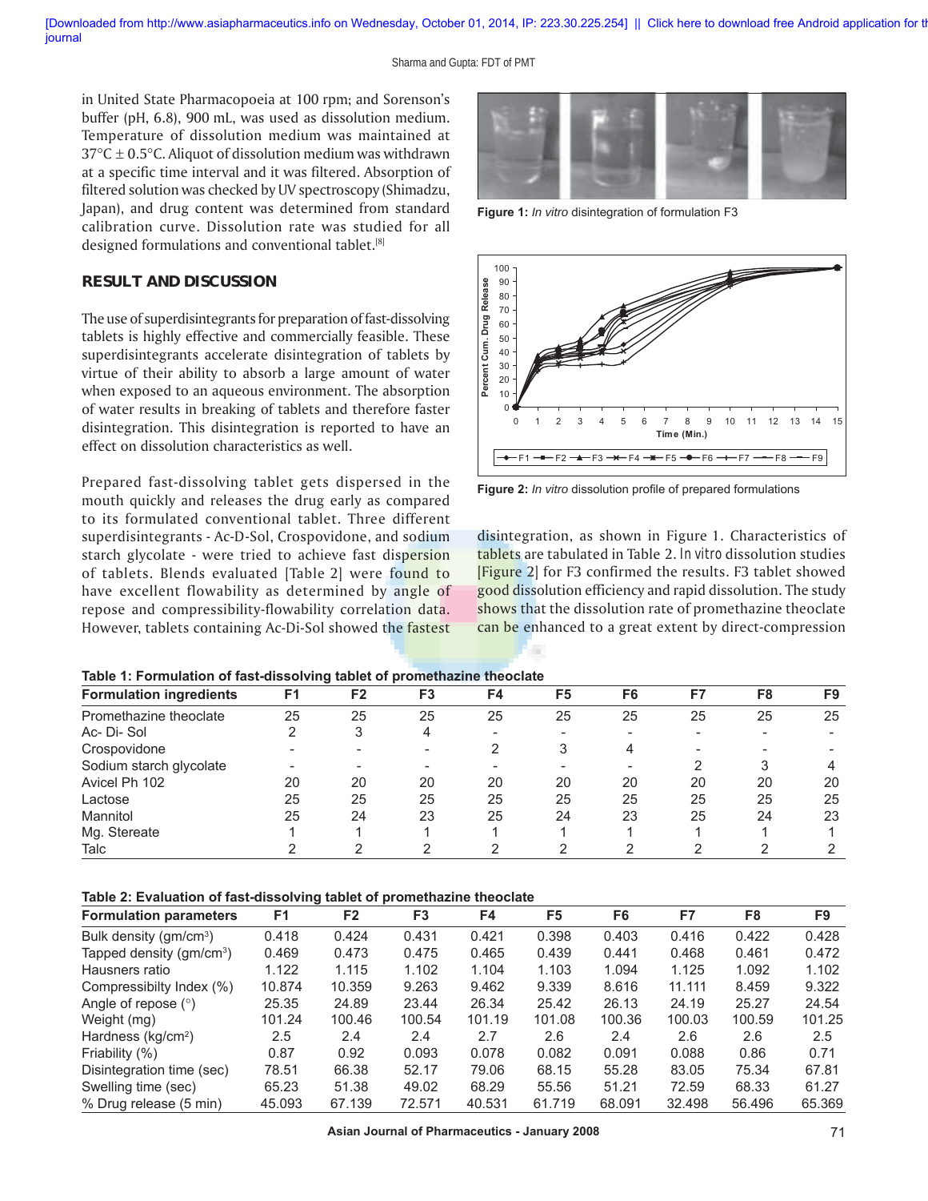in United State Pharmacopoeia at 100 rpm; and Sorenson's buffer (pH, 6.8), 900 mL, was used as dissolution medium. Temperature of dissolution medium was maintained at 37°C ± 0.5°C. Aliquot of dissolution medium was withdrawn at a specific time interval and it was filtered. Absorption of filtered solution was checked by UV spectroscopy (Shimadzu, Japan), and drug content was determined from standard calibration curve. Dissolution rate was studied for all designed formulations and conventional tablet.[8]

## RESULT AND DISCUSSION

The use of superdisintegrants for preparation of fast-dissolving tablets is highly effective and commercially feasible. These superdisintegrants accelerate disintegration of tablets by virtue of their ability to absorb a large amount of water when exposed to an aqueous environment. The absorption of water results in breaking of tablets and therefore faster disintegration. This disintegration is reported to have an effect on dissolution characteristics as well.

Prepared fast-dissolving tablet gets dispersed in the mouth quickly and releases the drug early as compared to its formulated conventional tablet. Three different superdisintegrants - Ac-D-Sol, Crospovidone, and sodium starch glycolate - were tried to achieve fast dispersion of tablets. Blends evaluated [Table 2] were found to have excellent flowability as determined by angle of repose and compressibility-flowability correlation data. However, tablets containing Ac-Di-Sol showed the fastest disintegration, as shown in Figure 1. Characteristics of tablets are tabulated in Table 2. *In vitro* dissolution studies [Figure 2] for F3 confirmed the results. F3 tablet showed good dissolution efficiency and rapid dissolution. The study shows that the dissolution rate of promethazine theoclate can be enhanced to a great extent by direct-compression

**Figure 1:** *In vitro* disintegration of formulation F3

**Figure 2:** *In vitro* dissolution profile of prepared formulations

**Table 1: Formulation of fast-dissolving tablet of promethazine theoclate**

| Formulation ingredients | F1 | F2 | F3 | F4 | F5 | F6 | F7 | F8 | F9 |
|---|---|---|---|---|---|---|---|---|---|
| Promethazine theoclate | 25 | 25 | 25 | 25 | 25 | 25 | 25 | 25 | 25 |
| Ac- Di- Sol | 2 | 3 | 4 | - | - | - | - | - | - |
| Crospovidone | - | - | - | 2 | 3 | 4 | - | - | - |
| Sodium starch glycolate | - | - | - | - | - | - | 2 | 3 | 4 |
| Avicel Ph 102 | 20 | 20 | 20 | 20 | 20 | 20 | 20 | 20 | 20 |
| Lactose | 25 | 25 | 25 | 25 | 25 | 25 | 25 | 25 | 25 |
| Mannitol | 25 | 24 | 23 | 25 | 24 | 23 | 25 | 24 | 23 |
| Mg. Stereate | 1 | 1 | 1 | 1 | 1 | 1 | 1 | 1 | 1 |
| Talc | 2 | 2 | 2 | 2 | 2 | 2 | 2 | 2 | 2 |

**Table 2: Evaluation of fast-dissolving tablet of promethazine theoclate**

| Formulation parameters | F1 | F2 | F3 | F4 | F5 | F6 | F7 | F8 | F9 |
|---|---|---|---|---|---|---|---|---|---|
| Bulk density (gm/cm$^3$) | 0.418 | 0.424 | 0.431 | 0.421 | 0.398 | 0.403 | 0.416 | 0.422 | 0.428 |
| Tapped density (gm/cm$^3$) | 0.469 | 0.473 | 0.475 | 0.465 | 0.439 | 0.441 | 0.468 | 0.461 | 0.472 |
| Hausners ratio | 1.122 | 1.115 | 1.102 | 1.104 | 1.103 | 1.094 | 1.125 | 1.092 | 1.102 |
| Compressibilty Index (%) | 10.874 | 10.359 | 9.263 | 9.462 | 9.339 | 8.616 | 11.111 | 8.459 | 9.322 |
| Angle of repose (°) | 25.35 | 24.89 | 23.44 | 26.34 | 25.42 | 26.13 | 24.19 | 25.27 | 24.54 |
| Weight (mg) | 101.24 | 100.46 | 100.54 | 101.19 | 101.08 | 100.36 | 100.03 | 100.59 | 101.25 |
| Hardness (kg/cm$^2$) | 2.5 | 2.4 | 2.4 | 2.7 | 2.6 | 2.4 | 2.6 | 2.6 | 2.5 |
| Friability (%) | 0.87 | 0.92 | 0.093 | 0.078 | 0.082 | 0.091 | 0.088 | 0.86 | 0.71 |
| Disintegration time (sec) | 78.51 | 66.38 | 52.17 | 79.06 | 68.15 | 55.28 | 83.05 | 75.34 | 67.81 |
| Swelling time (sec) | 65.23 | 51.38 | 49.02 | 68.29 | 55.56 | 51.21 | 72.59 | 68.33 | 61.27 |
| % Drug release (5 min) | 45.093 | 67.139 | 72.571 | 40.531 | 61.719 | 68.091 | 32.498 | 56.496 | 65.369 |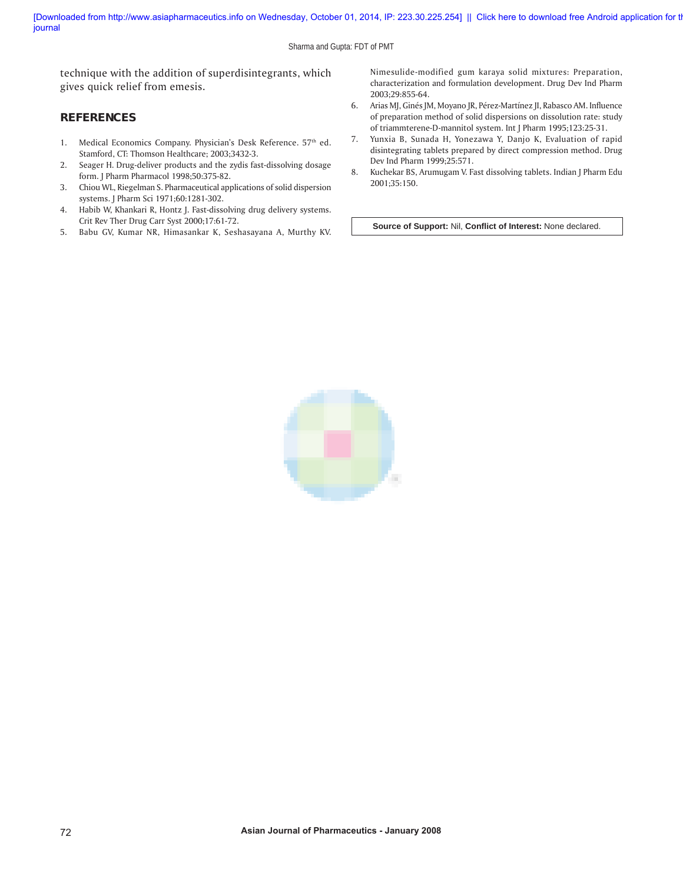technique with the addition of superdisintegrants, which gives quick relief from emesis.

## REFERENCES

1. Medical Economics Company. Physician's Desk Reference. 57th ed. Stamford, CT: Thomson Healthcare; 2003;3432-3.
2. Seager H. Drug-deliver products and the zydis fast-dissolving dosage form. J Pharm Pharmacol 1998;50:375-82.
3. Chiou WL, Riegelman S. Pharmaceutical applications of solid dispersion systems. J Pharm Sci 1971;60:1281-302.
4. Habib W, Khankari R, Hontz J. Fast-dissolving drug delivery systems. Crit Rev Ther Drug Carr Syst 2000;17:61-72.
5. Babu GV, Kumar NR, Himasankar K, Seshasayana A, Murthy KV. Nimesulide-modified gum karaya solid mixtures: Preparation, characterization and formulation development. Drug Dev Ind Pharm 2003;29:855-64.
6. Arias MJ, Ginés JM, Moyano JR, Pérez-Martínez JI, Rabasco AM. Influence of preparation method of solid dispersions on dissolution rate: study of triammterene-D-mannitol system. Int J Pharm 1995;123:25-31.
7. Yunxia B, Sunada H, Yonezawa Y, Danjo K, Evaluation of rapid disintegrating tablets prepared by direct compression method. Drug Dev Ind Pharm 1999;25:571.
8. Kuchekar BS, Arumugam V. Fast dissolving tablets. Indian J Pharm Edu 2001;35:150.

**Source of Support:** Nil, **Conflict of Interest:** None declared.